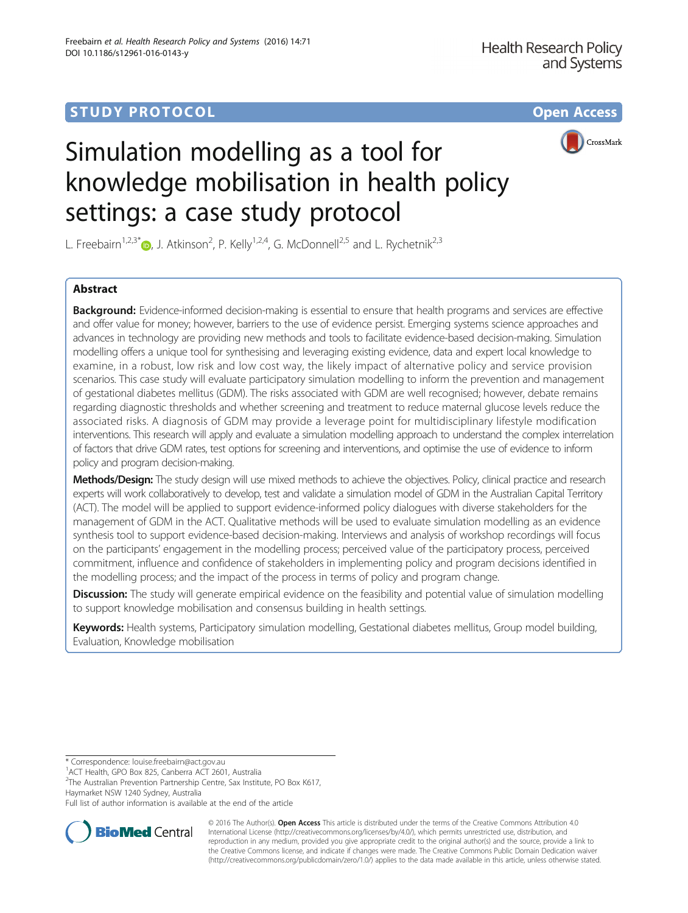STUDY PROTOCOL

Open Access

# Simulation modelling as a tool for knowledge mobilisation in health policy settings: a case study protocol

L. Freebairn[1,2,3*], J. Atkinson[2], P. Kelly[1,2,4], G. McDonnell[2,5] and L. Rychetnik[2,3]

## Abstract

**Background:** Evidence-informed decision-making is essential to ensure that health programs and services are effective and offer value for money; however, barriers to the use of evidence persist. Emerging systems science approaches and advances in technology are providing new methods and tools to facilitate evidence-based decision-making. Simulation modelling offers a unique tool for synthesising and leveraging existing evidence, data and expert local knowledge to examine, in a robust, low risk and low cost way, the likely impact of alternative policy and service provision scenarios. This case study will evaluate participatory simulation modelling to inform the prevention and management of gestational diabetes mellitus (GDM). The risks associated with GDM are well recognised; however, debate remains regarding diagnostic thresholds and whether screening and treatment to reduce maternal glucose levels reduce the associated risks. A diagnosis of GDM may provide a leverage point for multidisciplinary lifestyle modification interventions. This research will apply and evaluate a simulation modelling approach to understand the complex interrelation of factors that drive GDM rates, test options for screening and interventions, and optimise the use of evidence to inform policy and program decision-making.

**Methods/Design:** The study design will use mixed methods to achieve the objectives. Policy, clinical practice and research experts will work collaboratively to develop, test and validate a simulation model of GDM in the Australian Capital Territory (ACT). The model will be applied to support evidence-informed policy dialogues with diverse stakeholders for the management of GDM in the ACT. Qualitative methods will be used to evaluate simulation modelling as an evidence synthesis tool to support evidence-based decision-making. Interviews and analysis of workshop recordings will focus on the participants' engagement in the modelling process; perceived value of the participatory process, perceived commitment, influence and confidence of stakeholders in implementing policy and program decisions identified in the modelling process; and the impact of the process in terms of policy and program change.

**Discussion:** The study will generate empirical evidence on the feasibility and potential value of simulation modelling to support knowledge mobilisation and consensus building in health settings.

**Keywords:** Health systems, Participatory simulation modelling, Gestational diabetes mellitus, Group model building, Evaluation, Knowledge mobilisation

* Correspondence: louise.freebairn@act.gov.au
[1]ACT Health, GPO Box 825, Canberra ACT 2601, Australia
[2]The Australian Prevention Partnership Centre, Sax Institute, PO Box K617, Haymarket NSW 1240 Sydney, Australia
Full list of author information is available at the end of the article

© 2016 The Author(s). **Open Access** This article is distributed under the terms of the Creative Commons Attribution 4.0 International License (http://creativecommons.org/licenses/by/4.0/), which permits unrestricted use, distribution, and reproduction in any medium, provided you give appropriate credit to the original author(s) and the source, provide a link to the Creative Commons license, and indicate if changes were made. The Creative Commons Public Domain Dedication waiver (http://creativecommons.org/publicdomain/zero/1.0/) applies to the data made available in this article, unless otherwise stated.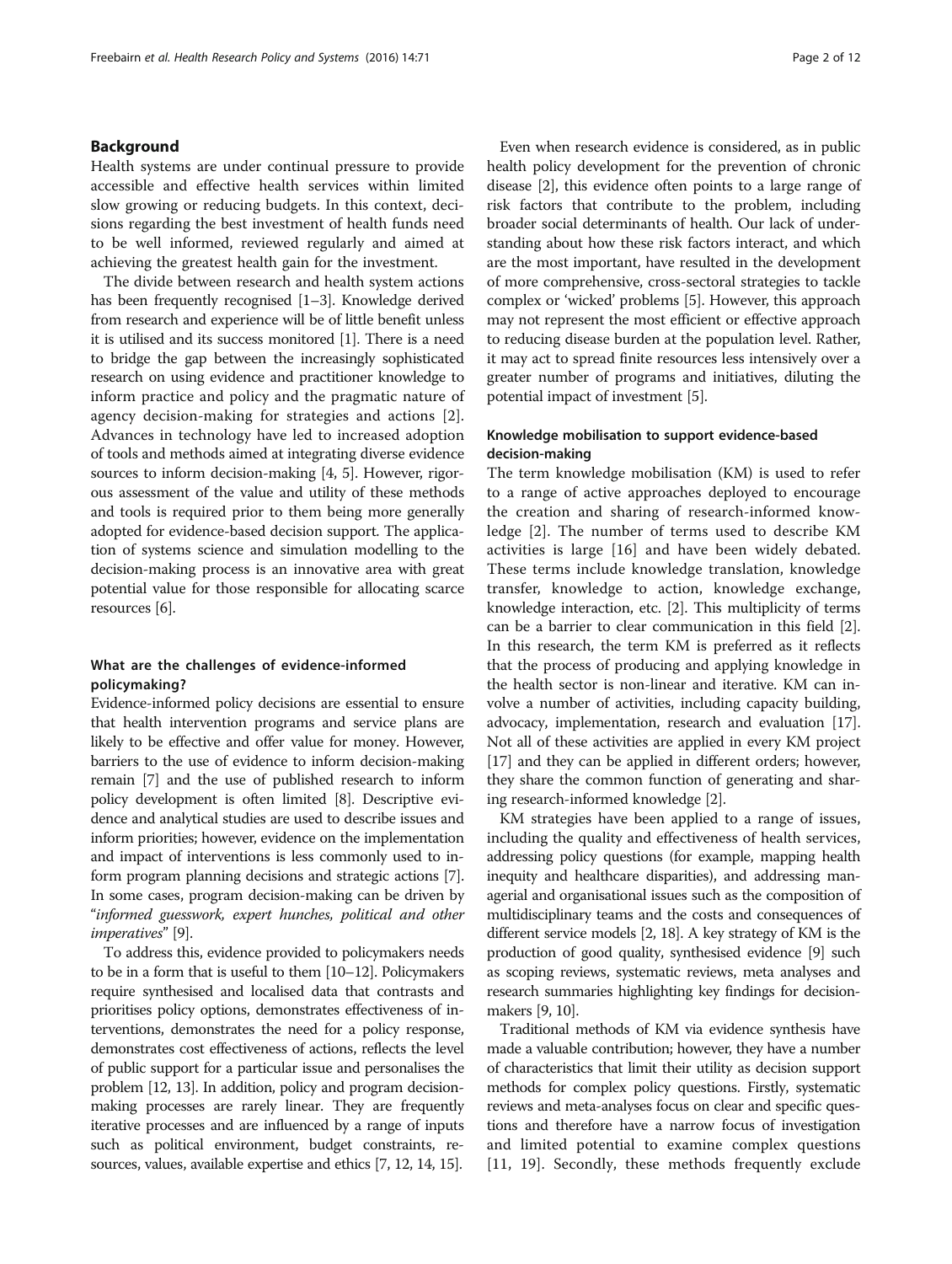## Background

Health systems are under continual pressure to provide accessible and effective health services within limited slow growing or reducing budgets. In this context, decisions regarding the best investment of health funds need to be well informed, reviewed regularly and aimed at achieving the greatest health gain for the investment.

The divide between research and health system actions has been frequently recognised [1–3]. Knowledge derived from research and experience will be of little benefit unless it is utilised and its success monitored [1]. There is a need to bridge the gap between the increasingly sophisticated research on using evidence and practitioner knowledge to inform practice and policy and the pragmatic nature of agency decision-making for strategies and actions [2]. Advances in technology have led to increased adoption of tools and methods aimed at integrating diverse evidence sources to inform decision-making [4, 5]. However, rigorous assessment of the value and utility of these methods and tools is required prior to them being more generally adopted for evidence-based decision support. The application of systems science and simulation modelling to the decision-making process is an innovative area with great potential value for those responsible for allocating scarce resources [6].

### What are the challenges of evidence-informed policymaking?

Evidence-informed policy decisions are essential to ensure that health intervention programs and service plans are likely to be effective and offer value for money. However, barriers to the use of evidence to inform decision-making remain [7] and the use of published research to inform policy development is often limited [8]. Descriptive evidence and analytical studies are used to describe issues and inform priorities; however, evidence on the implementation and impact of interventions is less commonly used to inform program planning decisions and strategic actions [7]. In some cases, program decision-making can be driven by "*informed guesswork, expert hunches, political and other imperatives*" [9].

To address this, evidence provided to policymakers needs to be in a form that is useful to them [10–12]. Policymakers require synthesised and localised data that contrasts and prioritises policy options, demonstrates effectiveness of interventions, demonstrates the need for a policy response, demonstrates cost effectiveness of actions, reflects the level of public support for a particular issue and personalises the problem [12, 13]. In addition, policy and program decision-making processes are rarely linear. They are frequently iterative processes and are influenced by a range of inputs such as political environment, budget constraints, resources, values, available expertise and ethics [7, 12, 14, 15].

Even when research evidence is considered, as in public health policy development for the prevention of chronic disease [2], this evidence often points to a large range of risk factors that contribute to the problem, including broader social determinants of health. Our lack of understanding about how these risk factors interact, and which are the most important, have resulted in the development of more comprehensive, cross-sectoral strategies to tackle complex or 'wicked' problems [5]. However, this approach may not represent the most efficient or effective approach to reducing disease burden at the population level. Rather, it may act to spread finite resources less intensively over a greater number of programs and initiatives, diluting the potential impact of investment [5].

### Knowledge mobilisation to support evidence-based decision-making

The term knowledge mobilisation (KM) is used to refer to a range of active approaches deployed to encourage the creation and sharing of research-informed knowledge [2]. The number of terms used to describe KM activities is large [16] and have been widely debated. These terms include knowledge translation, knowledge transfer, knowledge to action, knowledge exchange, knowledge interaction, etc. [2]. This multiplicity of terms can be a barrier to clear communication in this field [2]. In this research, the term KM is preferred as it reflects that the process of producing and applying knowledge in the health sector is non-linear and iterative. KM can involve a number of activities, including capacity building, advocacy, implementation, research and evaluation [17]. Not all of these activities are applied in every KM project [17] and they can be applied in different orders; however, they share the common function of generating and sharing research-informed knowledge [2].

KM strategies have been applied to a range of issues, including the quality and effectiveness of health services, addressing policy questions (for example, mapping health inequity and healthcare disparities), and addressing managerial and organisational issues such as the composition of multidisciplinary teams and the costs and consequences of different service models [2, 18]. A key strategy of KM is the production of good quality, synthesised evidence [9] such as scoping reviews, systematic reviews, meta analyses and research summaries highlighting key findings for decision-makers [9, 10].

Traditional methods of KM via evidence synthesis have made a valuable contribution; however, they have a number of characteristics that limit their utility as decision support methods for complex policy questions. Firstly, systematic reviews and meta-analyses focus on clear and specific questions and therefore have a narrow focus of investigation and limited potential to examine complex questions [11, 19]. Secondly, these methods frequently exclude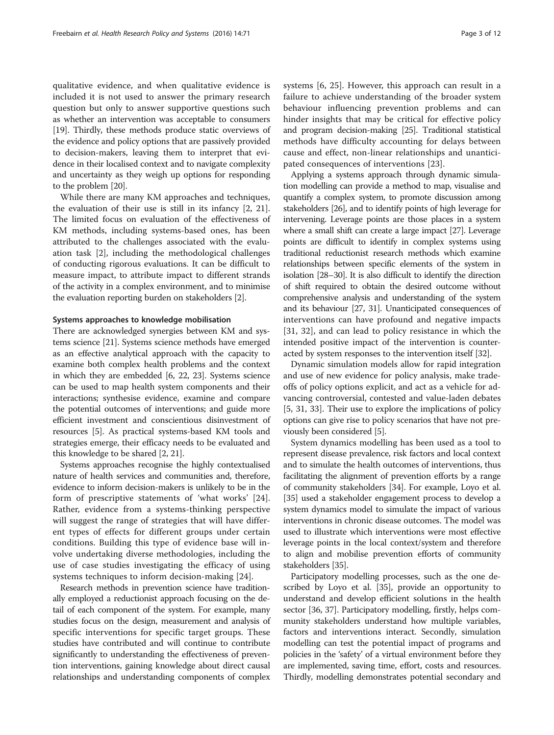qualitative evidence, and when qualitative evidence is included it is not used to answer the primary research question but only to answer supportive questions such as whether an intervention was acceptable to consumers [19]. Thirdly, these methods produce static overviews of the evidence and policy options that are passively provided to decision-makers, leaving them to interpret that evidence in their localised context and to navigate complexity and uncertainty as they weigh up options for responding to the problem [20].

While there are many KM approaches and techniques, the evaluation of their use is still in its infancy [2, 21]. The limited focus on evaluation of the effectiveness of KM methods, including systems-based ones, has been attributed to the challenges associated with the evaluation task [2], including the methodological challenges of conducting rigorous evaluations. It can be difficult to measure impact, to attribute impact to different strands of the activity in a complex environment, and to minimise the evaluation reporting burden on stakeholders [2].

### Systems approaches to knowledge mobilisation

There are acknowledged synergies between KM and systems science [21]. Systems science methods have emerged as an effective analytical approach with the capacity to examine both complex health problems and the context in which they are embedded [6, 22, 23]. Systems science can be used to map health system components and their interactions; synthesise evidence, examine and compare the potential outcomes of interventions; and guide more efficient investment and conscientious disinvestment of resources [5]. As practical systems-based KM tools and strategies emerge, their efficacy needs to be evaluated and this knowledge to be shared [2, 21].

Systems approaches recognise the highly contextualised nature of health services and communities and, therefore, evidence to inform decision-makers is unlikely to be in the form of prescriptive statements of 'what works' [24]. Rather, evidence from a systems-thinking perspective will suggest the range of strategies that will have different types of effects for different groups under certain conditions. Building this type of evidence base will involve undertaking diverse methodologies, including the use of case studies investigating the efficacy of using systems techniques to inform decision-making [24].

Research methods in prevention science have traditionally employed a reductionist approach focusing on the detail of each component of the system. For example, many studies focus on the design, measurement and analysis of specific interventions for specific target groups. These studies have contributed and will continue to contribute significantly to understanding the effectiveness of prevention interventions, gaining knowledge about direct causal relationships and understanding components of complex systems [6, 25]. However, this approach can result in a failure to achieve understanding of the broader system behaviour influencing prevention problems and can hinder insights that may be critical for effective policy and program decision-making [25]. Traditional statistical methods have difficulty accounting for delays between cause and effect, non-linear relationships and unanticipated consequences of interventions [23].

Applying a systems approach through dynamic simulation modelling can provide a method to map, visualise and quantify a complex system, to promote discussion among stakeholders [26], and to identify points of high leverage for intervening. Leverage points are those places in a system where a small shift can create a large impact [27]. Leverage points are difficult to identify in complex systems using traditional reductionist research methods which examine relationships between specific elements of the system in isolation [28–30]. It is also difficult to identify the direction of shift required to obtain the desired outcome without comprehensive analysis and understanding of the system and its behaviour [27, 31]. Unanticipated consequences of interventions can have profound and negative impacts [31, 32], and can lead to policy resistance in which the intended positive impact of the intervention is counteracted by system responses to the intervention itself [32].

Dynamic simulation models allow for rapid integration and use of new evidence for policy analysis, make trade-offs of policy options explicit, and act as a vehicle for advancing controversial, contested and value-laden debates [5, 31, 33]. Their use to explore the implications of policy options can give rise to policy scenarios that have not previously been considered [5].

System dynamics modelling has been used as a tool to represent disease prevalence, risk factors and local context and to simulate the health outcomes of interventions, thus facilitating the alignment of prevention efforts by a range of community stakeholders [34]. For example, Loyo et al. [35] used a stakeholder engagement process to develop a system dynamics model to simulate the impact of various interventions in chronic disease outcomes. The model was used to illustrate which interventions were most effective leverage points in the local context/system and therefore to align and mobilise prevention efforts of community stakeholders [35].

Participatory modelling processes, such as the one described by Loyo et al. [35], provide an opportunity to understand and develop efficient solutions in the health sector [36, 37]. Participatory modelling, firstly, helps community stakeholders understand how multiple variables, factors and interventions interact. Secondly, simulation modelling can test the potential impact of programs and policies in the 'safety' of a virtual environment before they are implemented, saving time, effort, costs and resources. Thirdly, modelling demonstrates potential secondary and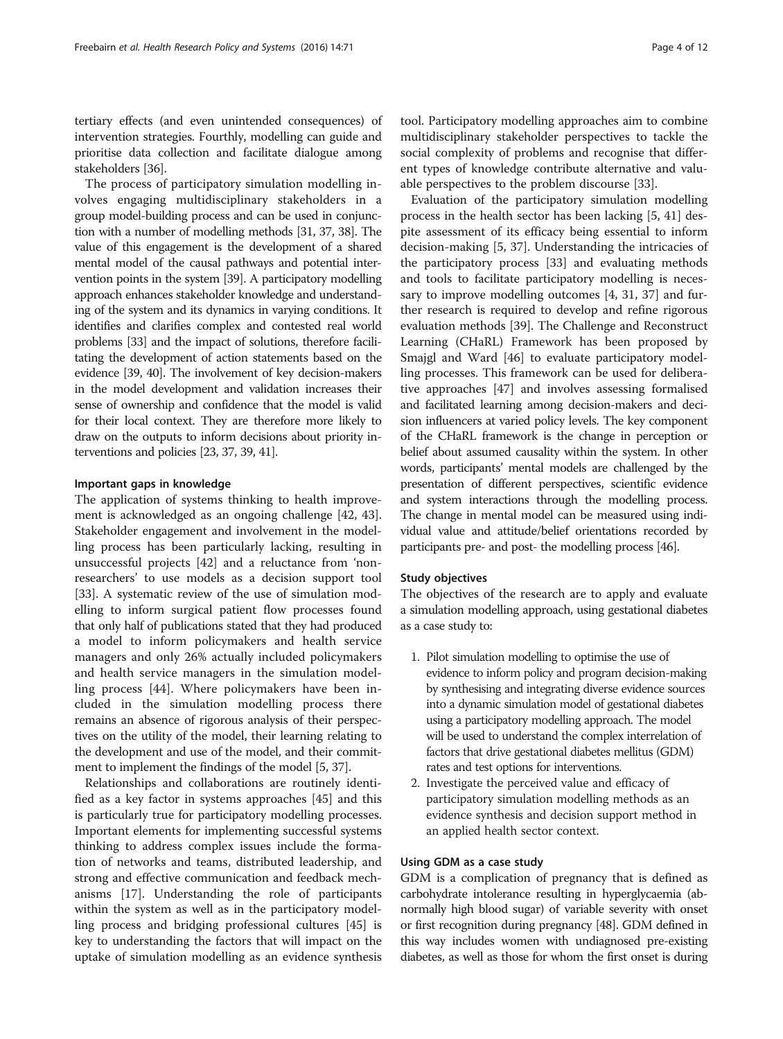tertiary effects (and even unintended consequences) of intervention strategies. Fourthly, modelling can guide and prioritise data collection and facilitate dialogue among stakeholders [36].

The process of participatory simulation modelling involves engaging multidisciplinary stakeholders in a group model-building process and can be used in conjunction with a number of modelling methods [31, 37, 38]. The value of this engagement is the development of a shared mental model of the causal pathways and potential intervention points in the system [39]. A participatory modelling approach enhances stakeholder knowledge and understanding of the system and its dynamics in varying conditions. It identifies and clarifies complex and contested real world problems [33] and the impact of solutions, therefore facilitating the development of action statements based on the evidence [39, 40]. The involvement of key decision-makers in the model development and validation increases their sense of ownership and confidence that the model is valid for their local context. They are therefore more likely to draw on the outputs to inform decisions about priority interventions and policies [23, 37, 39, 41].

#### Important gaps in knowledge

The application of systems thinking to health improvement is acknowledged as an ongoing challenge [42, 43]. Stakeholder engagement and involvement in the modelling process has been particularly lacking, resulting in unsuccessful projects [42] and a reluctance from 'non-researchers' to use models as a decision support tool [33]. A systematic review of the use of simulation modelling to inform surgical patient flow processes found that only half of publications stated that they had produced a model to inform policymakers and health service managers and only 26% actually included policymakers and health service managers in the simulation modelling process [44]. Where policymakers have been included in the simulation modelling process there remains an absence of rigorous analysis of their perspectives on the utility of the model, their learning relating to the development and use of the model, and their commitment to implement the findings of the model [5, 37].

Relationships and collaborations are routinely identified as a key factor in systems approaches [45] and this is particularly true for participatory modelling processes. Important elements for implementing successful systems thinking to address complex issues include the formation of networks and teams, distributed leadership, and strong and effective communication and feedback mechanisms [17]. Understanding the role of participants within the system as well as in the participatory modelling process and bridging professional cultures [45] is key to understanding the factors that will impact on the uptake of simulation modelling as an evidence synthesis tool. Participatory modelling approaches aim to combine multidisciplinary stakeholder perspectives to tackle the social complexity of problems and recognise that different types of knowledge contribute alternative and valuable perspectives to the problem discourse [33].

Evaluation of the participatory simulation modelling process in the health sector has been lacking [5, 41] despite assessment of its efficacy being essential to inform decision-making [5, 37]. Understanding the intricacies of the participatory process [33] and evaluating methods and tools to facilitate participatory modelling is necessary to improve modelling outcomes [4, 31, 37] and further research is required to develop and refine rigorous evaluation methods [39]. The Challenge and Reconstruct Learning (CHaRL) Framework has been proposed by Smajgl and Ward [46] to evaluate participatory modelling processes. This framework can be used for deliberative approaches [47] and involves assessing formalised and facilitated learning among decision-makers and decision influencers at varied policy levels. The key component of the CHaRL framework is the change in perception or belief about assumed causality within the system. In other words, participants' mental models are challenged by the presentation of different perspectives, scientific evidence and system interactions through the modelling process. The change in mental model can be measured using individual value and attitude/belief orientations recorded by participants pre- and post- the modelling process [46].

#### Study objectives

The objectives of the research are to apply and evaluate a simulation modelling approach, using gestational diabetes as a case study to:

1. Pilot simulation modelling to optimise the use of evidence to inform policy and program decision-making by synthesising and integrating diverse evidence sources into a dynamic simulation model of gestational diabetes using a participatory modelling approach. The model will be used to understand the complex interrelation of factors that drive gestational diabetes mellitus (GDM) rates and test options for interventions.
2. Investigate the perceived value and efficacy of participatory simulation modelling methods as an evidence synthesis and decision support method in an applied health sector context.

#### Using GDM as a case study

GDM is a complication of pregnancy that is defined as carbohydrate intolerance resulting in hyperglycaemia (abnormally high blood sugar) of variable severity with onset or first recognition during pregnancy [48]. GDM defined in this way includes women with undiagnosed pre-existing diabetes, as well as those for whom the first onset is during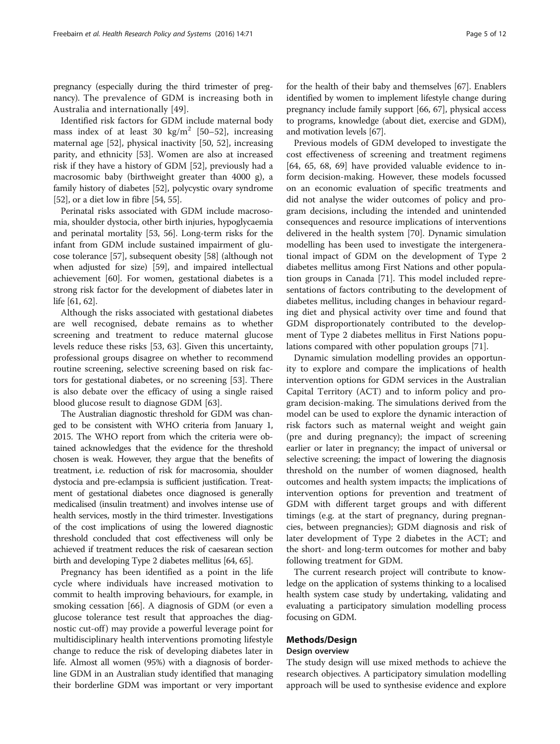pregnancy (especially during the third trimester of pregnancy). The prevalence of GDM is increasing both in Australia and internationally [49].

Identified risk factors for GDM include maternal body mass index of at least 30 kg/m$^2$ [50–52], increasing maternal age [52], physical inactivity [50, 52], increasing parity, and ethnicity [53]. Women are also at increased risk if they have a history of GDM [52], previously had a macrosomic baby (birthweight greater than 4000 g), a family history of diabetes [52], polycystic ovary syndrome [52], or a diet low in fibre [54, 55].

Perinatal risks associated with GDM include macrosomia, shoulder dystocia, other birth injuries, hypoglycaemia and perinatal mortality [53, 56]. Long-term risks for the infant from GDM include sustained impairment of glucose tolerance [57], subsequent obesity [58] (although not when adjusted for size) [59], and impaired intellectual achievement [60]. For women, gestational diabetes is a strong risk factor for the development of diabetes later in life [61, 62].

Although the risks associated with gestational diabetes are well recognised, debate remains as to whether screening and treatment to reduce maternal glucose levels reduce these risks [53, 63]. Given this uncertainty, professional groups disagree on whether to recommend routine screening, selective screening based on risk factors for gestational diabetes, or no screening [53]. There is also debate over the efficacy of using a single raised blood glucose result to diagnose GDM [63].

The Australian diagnostic threshold for GDM was changed to be consistent with WHO criteria from January 1, 2015. The WHO report from which the criteria were obtained acknowledges that the evidence for the threshold chosen is weak. However, they argue that the benefits of treatment, i.e. reduction of risk for macrosomia, shoulder dystocia and pre-eclampsia is sufficient justification. Treatment of gestational diabetes once diagnosed is generally medicalised (insulin treatment) and involves intense use of health services, mostly in the third trimester. Investigations of the cost implications of using the lowered diagnostic threshold concluded that cost effectiveness will only be achieved if treatment reduces the risk of caesarean section birth and developing Type 2 diabetes mellitus [64, 65].

Pregnancy has been identified as a point in the life cycle where individuals have increased motivation to commit to health improving behaviours, for example, in smoking cessation [66]. A diagnosis of GDM (or even a glucose tolerance test result that approaches the diagnostic cut-off) may provide a powerful leverage point for multidisciplinary health interventions promoting lifestyle change to reduce the risk of developing diabetes later in life. Almost all women (95%) with a diagnosis of borderline GDM in an Australian study identified that managing their borderline GDM was important or very important for the health of their baby and themselves [67]. Enablers identified by women to implement lifestyle change during pregnancy include family support [66, 67], physical access to programs, knowledge (about diet, exercise and GDM), and motivation levels [67].

Previous models of GDM developed to investigate the cost effectiveness of screening and treatment regimens [64, 65, 68, 69] have provided valuable evidence to inform decision-making. However, these models focussed on an economic evaluation of specific treatments and did not analyse the wider outcomes of policy and program decisions, including the intended and unintended consequences and resource implications of interventions delivered in the health system [70]. Dynamic simulation modelling has been used to investigate the intergenerational impact of GDM on the development of Type 2 diabetes mellitus among First Nations and other population groups in Canada [71]. This model included representations of factors contributing to the development of diabetes mellitus, including changes in behaviour regarding diet and physical activity over time and found that GDM disproportionately contributed to the development of Type 2 diabetes mellitus in First Nations populations compared with other population groups [71].

Dynamic simulation modelling provides an opportunity to explore and compare the implications of health intervention options for GDM services in the Australian Capital Territory (ACT) and to inform policy and program decision-making. The simulations derived from the model can be used to explore the dynamic interaction of risk factors such as maternal weight and weight gain (pre and during pregnancy); the impact of screening earlier or later in pregnancy; the impact of universal or selective screening; the impact of lowering the diagnosis threshold on the number of women diagnosed, health outcomes and health system impacts; the implications of intervention options for prevention and treatment of GDM with different target groups and with different timings (e.g. at the start of pregnancy, during pregnancies, between pregnancies); GDM diagnosis and risk of later development of Type 2 diabetes in the ACT; and the short- and long-term outcomes for mother and baby following treatment for GDM.

The current research project will contribute to knowledge on the application of systems thinking to a localised health system case study by undertaking, validating and evaluating a participatory simulation modelling process focusing on GDM.

## Methods/Design

### Design overview

The study design will use mixed methods to achieve the research objectives. A participatory simulation modelling approach will be used to synthesise evidence and explore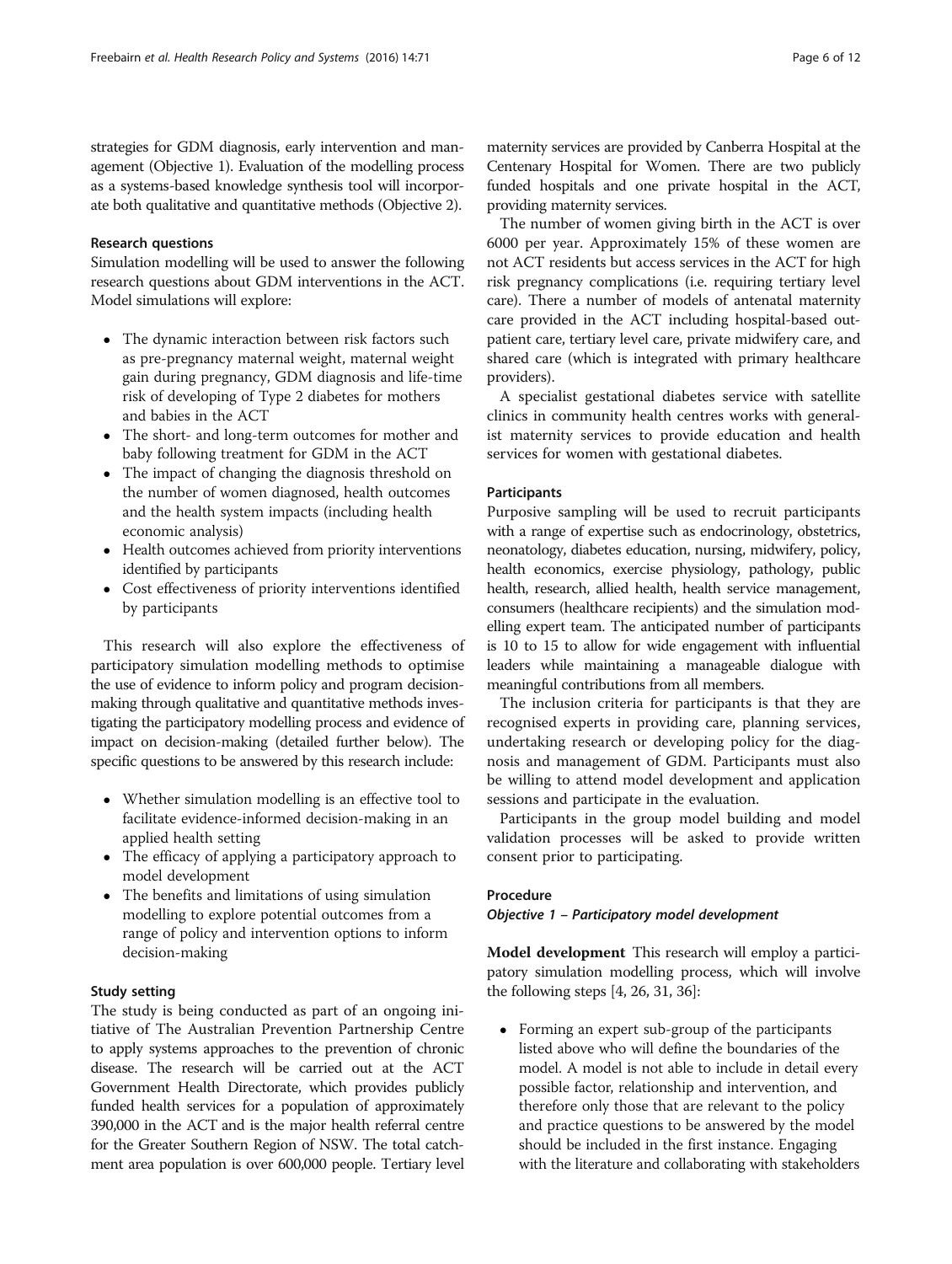strategies for GDM diagnosis, early intervention and management (Objective 1). Evaluation of the modelling process as a systems-based knowledge synthesis tool will incorporate both qualitative and quantitative methods (Objective 2).

### Research questions

Simulation modelling will be used to answer the following research questions about GDM interventions in the ACT. Model simulations will explore:

- The dynamic interaction between risk factors such as pre-pregnancy maternal weight, maternal weight gain during pregnancy, GDM diagnosis and life-time risk of developing of Type 2 diabetes for mothers and babies in the ACT
- The short- and long-term outcomes for mother and baby following treatment for GDM in the ACT
- The impact of changing the diagnosis threshold on the number of women diagnosed, health outcomes and the health system impacts (including health economic analysis)
- Health outcomes achieved from priority interventions identified by participants
- Cost effectiveness of priority interventions identified by participants

This research will also explore the effectiveness of participatory simulation modelling methods to optimise the use of evidence to inform policy and program decision-making through qualitative and quantitative methods investigating the participatory modelling process and evidence of impact on decision-making (detailed further below). The specific questions to be answered by this research include:

- Whether simulation modelling is an effective tool to facilitate evidence-informed decision-making in an applied health setting
- The efficacy of applying a participatory approach to model development
- The benefits and limitations of using simulation modelling to explore potential outcomes from a range of policy and intervention options to inform decision-making

### Study setting

The study is being conducted as part of an ongoing initiative of The Australian Prevention Partnership Centre to apply systems approaches to the prevention of chronic disease. The research will be carried out at the ACT Government Health Directorate, which provides publicly funded health services for a population of approximately 390,000 in the ACT and is the major health referral centre for the Greater Southern Region of NSW. The total catchment area population is over 600,000 people. Tertiary level maternity services are provided by Canberra Hospital at the Centenary Hospital for Women. There are two publicly funded hospitals and one private hospital in the ACT, providing maternity services.

The number of women giving birth in the ACT is over 6000 per year. Approximately 15% of these women are not ACT residents but access services in the ACT for high risk pregnancy complications (i.e. requiring tertiary level care). There a number of models of antenatal maternity care provided in the ACT including hospital-based outpatient care, tertiary level care, private midwifery care, and shared care (which is integrated with primary healthcare providers).

A specialist gestational diabetes service with satellite clinics in community health centres works with generalist maternity services to provide education and health services for women with gestational diabetes.

### Participants

Purposive sampling will be used to recruit participants with a range of expertise such as endocrinology, obstetrics, neonatology, diabetes education, nursing, midwifery, policy, health economics, exercise physiology, pathology, public health, research, allied health, health service management, consumers (healthcare recipients) and the simulation modelling expert team. The anticipated number of participants is 10 to 15 to allow for wide engagement with influential leaders while maintaining a manageable dialogue with meaningful contributions from all members.

The inclusion criteria for participants is that they are recognised experts in providing care, planning services, undertaking research or developing policy for the diagnosis and management of GDM. Participants must also be willing to attend model development and application sessions and participate in the evaluation.

Participants in the group model building and model validation processes will be asked to provide written consent prior to participating.

### Procedure

#### *Objective 1 – Participatory model development*

**Model development** This research will employ a participatory simulation modelling process, which will involve the following steps [4, 26, 31, 36]:

- Forming an expert sub-group of the participants listed above who will define the boundaries of the model. A model is not able to include in detail every possible factor, relationship and intervention, and therefore only those that are relevant to the policy and practice questions to be answered by the model should be included in the first instance. Engaging with the literature and collaborating with stakeholders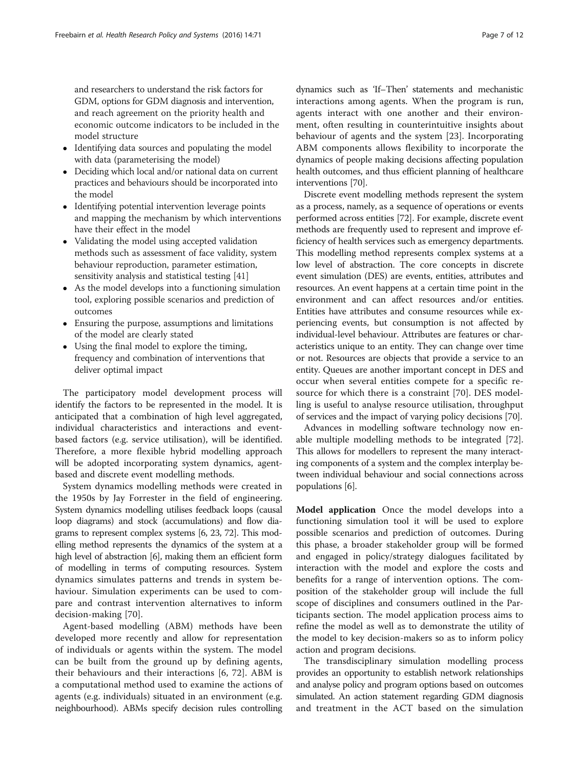and researchers to understand the risk factors for GDM, options for GDM diagnosis and intervention, and reach agreement on the priority health and economic outcome indicators to be included in the model structure

- Identifying data sources and populating the model with data (parameterising the model)
- Deciding which local and/or national data on current practices and behaviours should be incorporated into the model
- Identifying potential intervention leverage points and mapping the mechanism by which interventions have their effect in the model
- Validating the model using accepted validation methods such as assessment of face validity, system behaviour reproduction, parameter estimation, sensitivity analysis and statistical testing [41]
- As the model develops into a functioning simulation tool, exploring possible scenarios and prediction of outcomes
- Ensuring the purpose, assumptions and limitations of the model are clearly stated
- Using the final model to explore the timing, frequency and combination of interventions that deliver optimal impact

The participatory model development process will identify the factors to be represented in the model. It is anticipated that a combination of high level aggregated, individual characteristics and interactions and event-based factors (e.g. service utilisation), will be identified. Therefore, a more flexible hybrid modelling approach will be adopted incorporating system dynamics, agent-based and discrete event modelling methods.

System dynamics modelling methods were created in the 1950s by Jay Forrester in the field of engineering. System dynamics modelling utilises feedback loops (causal loop diagrams) and stock (accumulations) and flow diagrams to represent complex systems [6, 23, 72]. This modelling method represents the dynamics of the system at a high level of abstraction [6], making them an efficient form of modelling in terms of computing resources. System dynamics simulates patterns and trends in system behaviour. Simulation experiments can be used to compare and contrast intervention alternatives to inform decision-making [70].

Agent-based modelling (ABM) methods have been developed more recently and allow for representation of individuals or agents within the system. The model can be built from the ground up by defining agents, their behaviours and their interactions [6, 72]. ABM is a computational method used to examine the actions of agents (e.g. individuals) situated in an environment (e.g. neighbourhood). ABMs specify decision rules controlling dynamics such as 'If–Then' statements and mechanistic interactions among agents. When the program is run, agents interact with one another and their environment, often resulting in counterintuitive insights about behaviour of agents and the system [23]. Incorporating ABM components allows flexibility to incorporate the dynamics of people making decisions affecting population health outcomes, and thus efficient planning of healthcare interventions [70].

Discrete event modelling methods represent the system as a process, namely, as a sequence of operations or events performed across entities [72]. For example, discrete event methods are frequently used to represent and improve efficiency of health services such as emergency departments. This modelling method represents complex systems at a low level of abstraction. The core concepts in discrete event simulation (DES) are events, entities, attributes and resources. An event happens at a certain time point in the environment and can affect resources and/or entities. Entities have attributes and consume resources while experiencing events, but consumption is not affected by individual-level behaviour. Attributes are features or characteristics unique to an entity. They can change over time or not. Resources are objects that provide a service to an entity. Queues are another important concept in DES and occur when several entities compete for a specific resource for which there is a constraint [70]. DES modelling is useful to analyse resource utilisation, throughput of services and the impact of varying policy decisions [70].

Advances in modelling software technology now enable multiple modelling methods to be integrated [72]. This allows for modellers to represent the many interacting components of a system and the complex interplay between individual behaviour and social connections across populations [6].

**Model application** Once the model develops into a functioning simulation tool it will be used to explore possible scenarios and prediction of outcomes. During this phase, a broader stakeholder group will be formed and engaged in policy/strategy dialogues facilitated by interaction with the model and explore the costs and benefits for a range of intervention options. The composition of the stakeholder group will include the full scope of disciplines and consumers outlined in the Participants section. The model application process aims to refine the model as well as to demonstrate the utility of the model to key decision-makers so as to inform policy action and program decisions.

The transdisciplinary simulation modelling process provides an opportunity to establish network relationships and analyse policy and program options based on outcomes simulated. An action statement regarding GDM diagnosis and treatment in the ACT based on the simulation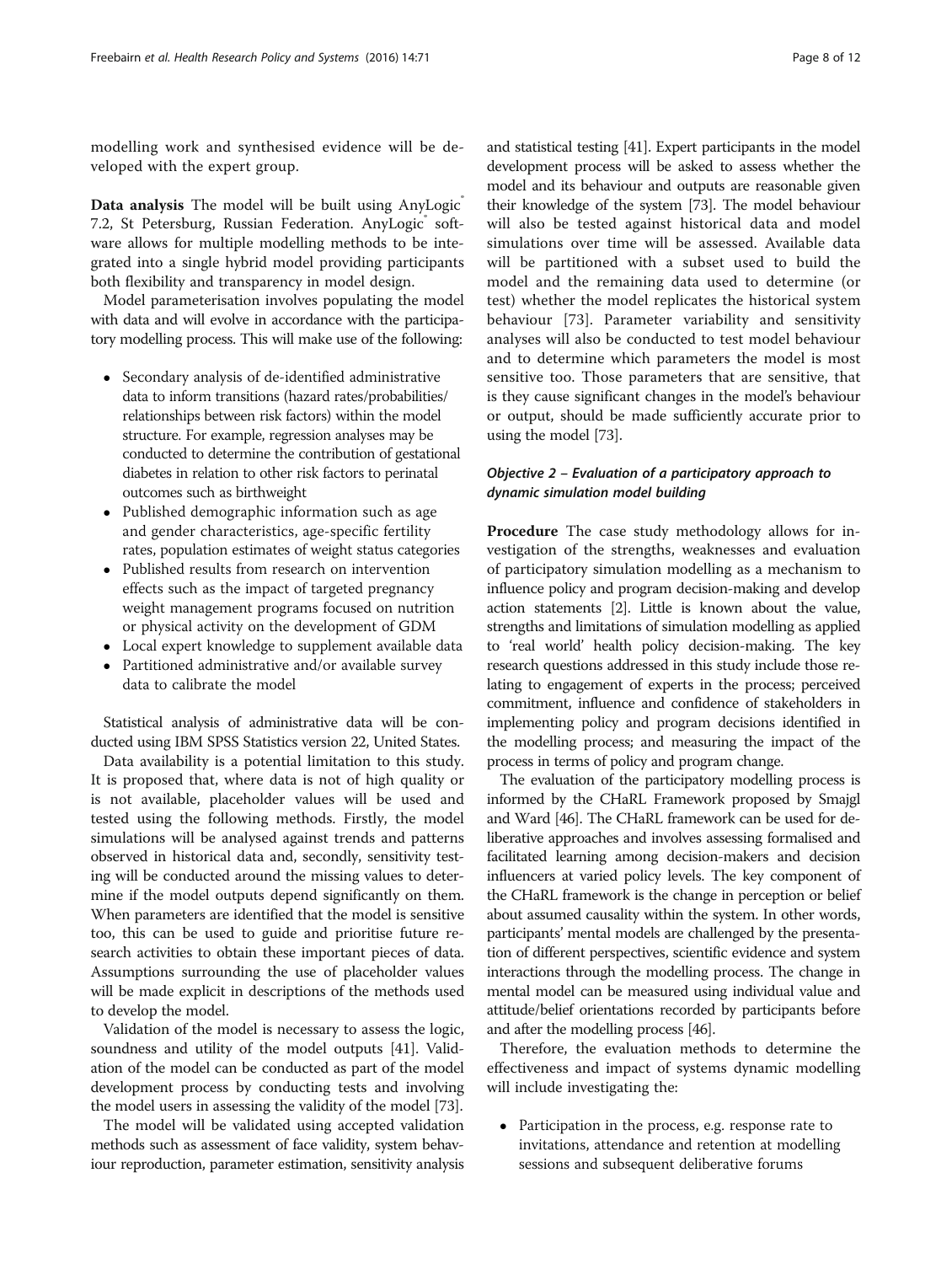modelling work and synthesised evidence will be developed with the expert group.

**Data analysis** The model will be built using AnyLogic® 7.2, St Petersburg, Russian Federation. AnyLogic® software allows for multiple modelling methods to be integrated into a single hybrid model providing participants both flexibility and transparency in model design.

Model parameterisation involves populating the model with data and will evolve in accordance with the participatory modelling process. This will make use of the following:

- Secondary analysis of de-identified administrative data to inform transitions (hazard rates/probabilities/relationships between risk factors) within the model structure. For example, regression analyses may be conducted to determine the contribution of gestational diabetes in relation to other risk factors to perinatal outcomes such as birthweight
- Published demographic information such as age and gender characteristics, age-specific fertility rates, population estimates of weight status categories
- Published results from research on intervention effects such as the impact of targeted pregnancy weight management programs focused on nutrition or physical activity on the development of GDM
- Local expert knowledge to supplement available data
- Partitioned administrative and/or available survey data to calibrate the model

Statistical analysis of administrative data will be conducted using IBM SPSS Statistics version 22, United States.

Data availability is a potential limitation to this study. It is proposed that, where data is not of high quality or is not available, placeholder values will be used and tested using the following methods. Firstly, the model simulations will be analysed against trends and patterns observed in historical data and, secondly, sensitivity testing will be conducted around the missing values to determine if the model outputs depend significantly on them. When parameters are identified that the model is sensitive too, this can be used to guide and prioritise future research activities to obtain these important pieces of data. Assumptions surrounding the use of placeholder values will be made explicit in descriptions of the methods used to develop the model.

Validation of the model is necessary to assess the logic, soundness and utility of the model outputs [41]. Validation of the model can be conducted as part of the model development process by conducting tests and involving the model users in assessing the validity of the model [73].

The model will be validated using accepted validation methods such as assessment of face validity, system behaviour reproduction, parameter estimation, sensitivity analysis and statistical testing [41]. Expert participants in the model development process will be asked to assess whether the model and its behaviour and outputs are reasonable given their knowledge of the system [73]. The model behaviour will also be tested against historical data and model simulations over time will be assessed. Available data will be partitioned with a subset used to build the model and the remaining data used to determine (or test) whether the model replicates the historical system behaviour [73]. Parameter variability and sensitivity analyses will also be conducted to test model behaviour and to determine which parameters the model is most sensitive too. Those parameters that are sensitive, that is they cause significant changes in the model's behaviour or output, should be made sufficiently accurate prior to using the model [73].

#### *Objective 2 – Evaluation of a participatory approach to dynamic simulation model building*

**Procedure** The case study methodology allows for investigation of the strengths, weaknesses and evaluation of participatory simulation modelling as a mechanism to influence policy and program decision-making and develop action statements [2]. Little is known about the value, strengths and limitations of simulation modelling as applied to 'real world' health policy decision-making. The key research questions addressed in this study include those relating to engagement of experts in the process; perceived commitment, influence and confidence of stakeholders in implementing policy and program decisions identified in the modelling process; and measuring the impact of the process in terms of policy and program change.

The evaluation of the participatory modelling process is informed by the CHaRL Framework proposed by Smajgl and Ward [46]. The CHaRL framework can be used for deliberative approaches and involves assessing formalised and facilitated learning among decision-makers and decision influencers at varied policy levels. The key component of the CHaRL framework is the change in perception or belief about assumed causality within the system. In other words, participants' mental models are challenged by the presentation of different perspectives, scientific evidence and system interactions through the modelling process. The change in mental model can be measured using individual value and attitude/belief orientations recorded by participants before and after the modelling process [46].

Therefore, the evaluation methods to determine the effectiveness and impact of systems dynamic modelling will include investigating the:

- Participation in the process, e.g. response rate to invitations, attendance and retention at modelling sessions and subsequent deliberative forums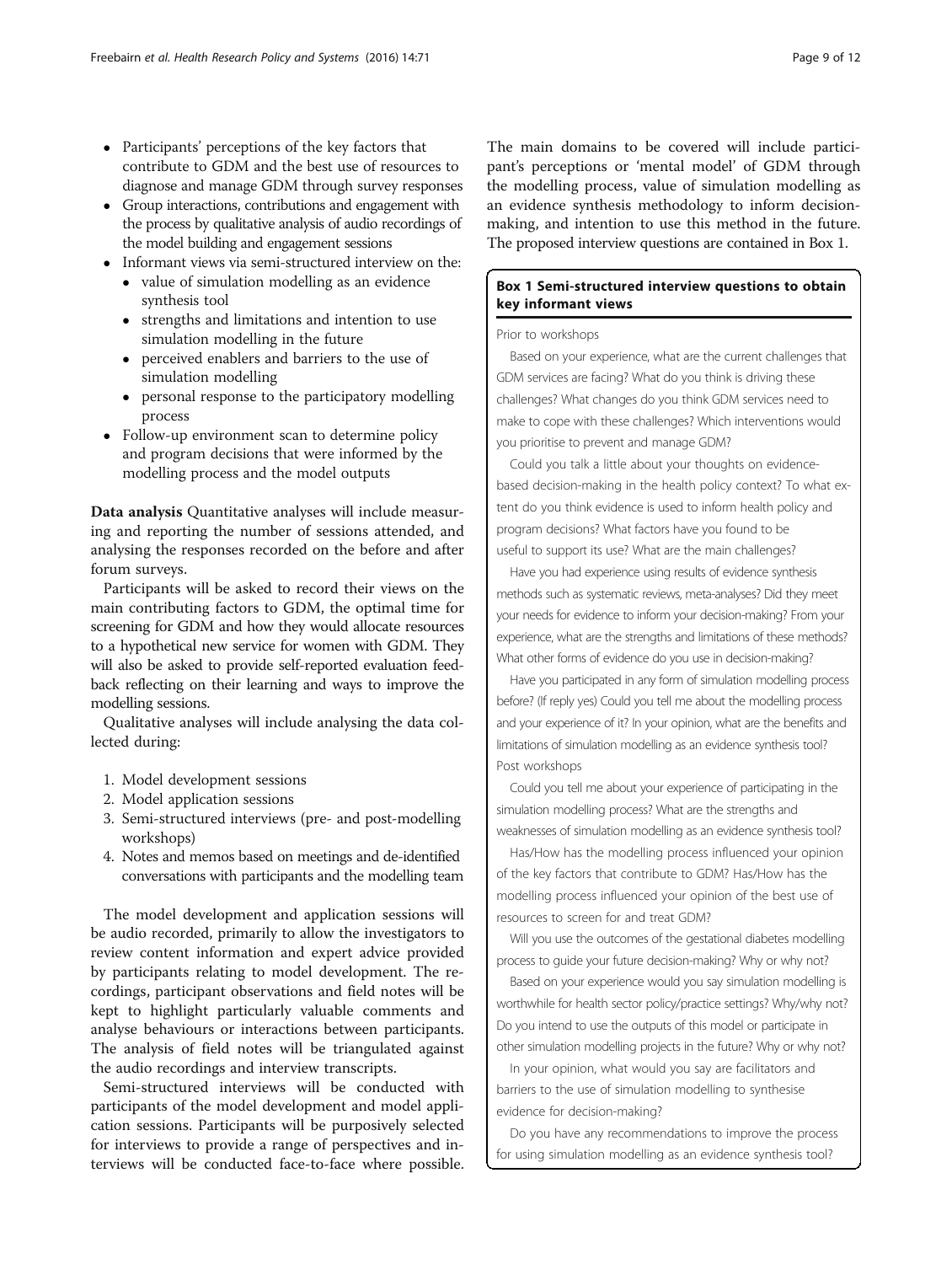- Participants' perceptions of the key factors that contribute to GDM and the best use of resources to diagnose and manage GDM through survey responses
- Group interactions, contributions and engagement with the process by qualitative analysis of audio recordings of the model building and engagement sessions
- Informant views via semi-structured interview on the:
  - value of simulation modelling as an evidence synthesis tool
  - strengths and limitations and intention to use simulation modelling in the future
  - perceived enablers and barriers to the use of simulation modelling
  - personal response to the participatory modelling process
- Follow-up environment scan to determine policy and program decisions that were informed by the modelling process and the model outputs

**Data analysis** Quantitative analyses will include measuring and reporting the number of sessions attended, and analysing the responses recorded on the before and after forum surveys.

Participants will be asked to record their views on the main contributing factors to GDM, the optimal time for screening for GDM and how they would allocate resources to a hypothetical new service for women with GDM. They will also be asked to provide self-reported evaluation feedback reflecting on their learning and ways to improve the modelling sessions.

Qualitative analyses will include analysing the data collected during:

1. Model development sessions
2. Model application sessions
3. Semi-structured interviews (pre- and post-modelling workshops)
4. Notes and memos based on meetings and de-identified conversations with participants and the modelling team

The model development and application sessions will be audio recorded, primarily to allow the investigators to review content information and expert advice provided by participants relating to model development. The recordings, participant observations and field notes will be kept to highlight particularly valuable comments and analyse behaviours or interactions between participants. The analysis of field notes will be triangulated against the audio recordings and interview transcripts.

Semi-structured interviews will be conducted with participants of the model development and model application sessions. Participants will be purposively selected for interviews to provide a range of perspectives and interviews will be conducted face-to-face where possible. The main domains to be covered will include participant's perceptions or 'mental model' of GDM through the modelling process, value of simulation modelling as an evidence synthesis methodology to inform decision-making, and intention to use this method in the future. The proposed interview questions are contained in Box 1.

**Box 1 Semi-structured interview questions to obtain key informant views**

Prior to workshops

Based on your experience, what are the current challenges that GDM services are facing? What do you think is driving these challenges? What changes do you think GDM services need to make to cope with these challenges? Which interventions would you prioritise to prevent and manage GDM?

Could you talk a little about your thoughts on evidence-based decision-making in the health policy context? To what extent do you think evidence is used to inform health policy and program decisions? What factors have you found to be useful to support its use? What are the main challenges?

Have you had experience using results of evidence synthesis methods such as systematic reviews, meta-analyses? Did they meet your needs for evidence to inform your decision-making? From your experience, what are the strengths and limitations of these methods? What other forms of evidence do you use in decision-making?

Have you participated in any form of simulation modelling process before? (If reply yes) Could you tell me about the modelling process and your experience of it? In your opinion, what are the benefits and limitations of simulation modelling as an evidence synthesis tool?

Post workshops

Could you tell me about your experience of participating in the simulation modelling process? What are the strengths and weaknesses of simulation modelling as an evidence synthesis tool?

Has/How has the modelling process influenced your opinion of the key factors that contribute to GDM? Has/How has the modelling process influenced your opinion of the best use of resources to screen for and treat GDM?

Will you use the outcomes of the gestational diabetes modelling process to guide your future decision-making? Why or why not?

Based on your experience would you say simulation modelling is worthwhile for health sector policy/practice settings? Why/why not? Do you intend to use the outputs of this model or participate in other simulation modelling projects in the future? Why or why not?

In your opinion, what would you say are facilitators and barriers to the use of simulation modelling to synthesise evidence for decision-making?

Do you have any recommendations to improve the process for using simulation modelling as an evidence synthesis tool?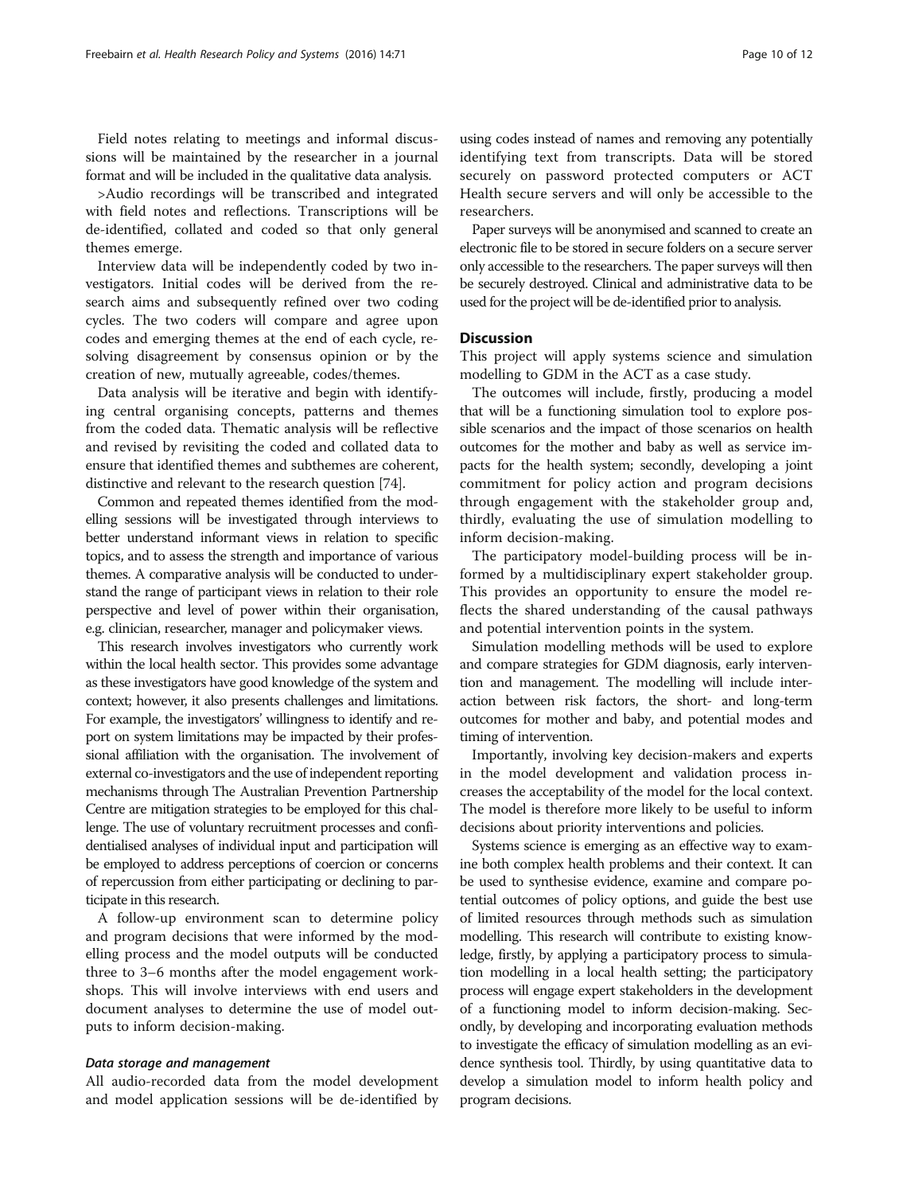Field notes relating to meetings and informal discussions will be maintained by the researcher in a journal format and will be included in the qualitative data analysis.

>Audio recordings will be transcribed and integrated with field notes and reflections. Transcriptions will be de-identified, collated and coded so that only general themes emerge.

Interview data will be independently coded by two investigators. Initial codes will be derived from the research aims and subsequently refined over two coding cycles. The two coders will compare and agree upon codes and emerging themes at the end of each cycle, resolving disagreement by consensus opinion or by the creation of new, mutually agreeable, codes/themes.

Data analysis will be iterative and begin with identifying central organising concepts, patterns and themes from the coded data. Thematic analysis will be reflective and revised by revisiting the coded and collated data to ensure that identified themes and subthemes are coherent, distinctive and relevant to the research question [74].

Common and repeated themes identified from the modelling sessions will be investigated through interviews to better understand informant views in relation to specific topics, and to assess the strength and importance of various themes. A comparative analysis will be conducted to understand the range of participant views in relation to their role perspective and level of power within their organisation, e.g. clinician, researcher, manager and policymaker views.

This research involves investigators who currently work within the local health sector. This provides some advantage as these investigators have good knowledge of the system and context; however, it also presents challenges and limitations. For example, the investigators' willingness to identify and report on system limitations may be impacted by their professional affiliation with the organisation. The involvement of external co-investigators and the use of independent reporting mechanisms through The Australian Prevention Partnership Centre are mitigation strategies to be employed for this challenge. The use of voluntary recruitment processes and confidentialised analyses of individual input and participation will be employed to address perceptions of coercion or concerns of repercussion from either participating or declining to participate in this research.

A follow-up environment scan to determine policy and program decisions that were informed by the modelling process and the model outputs will be conducted three to 3–6 months after the model engagement workshops. This will involve interviews with end users and document analyses to determine the use of model outputs to inform decision-making.

#### *Data storage and management*

All audio-recorded data from the model development and model application sessions will be de-identified by using codes instead of names and removing any potentially identifying text from transcripts. Data will be stored securely on password protected computers or ACT Health secure servers and will only be accessible to the researchers.

Paper surveys will be anonymised and scanned to create an electronic file to be stored in secure folders on a secure server only accessible to the researchers. The paper surveys will then be securely destroyed. Clinical and administrative data to be used for the project will be de-identified prior to analysis.

## Discussion

This project will apply systems science and simulation modelling to GDM in the ACT as a case study.

The outcomes will include, firstly, producing a model that will be a functioning simulation tool to explore possible scenarios and the impact of those scenarios on health outcomes for the mother and baby as well as service impacts for the health system; secondly, developing a joint commitment for policy action and program decisions through engagement with the stakeholder group and, thirdly, evaluating the use of simulation modelling to inform decision-making.

The participatory model-building process will be informed by a multidisciplinary expert stakeholder group. This provides an opportunity to ensure the model reflects the shared understanding of the causal pathways and potential intervention points in the system.

Simulation modelling methods will be used to explore and compare strategies for GDM diagnosis, early intervention and management. The modelling will include interaction between risk factors, the short- and long-term outcomes for mother and baby, and potential modes and timing of intervention.

Importantly, involving key decision-makers and experts in the model development and validation process increases the acceptability of the model for the local context. The model is therefore more likely to be useful to inform decisions about priority interventions and policies.

Systems science is emerging as an effective way to examine both complex health problems and their context. It can be used to synthesise evidence, examine and compare potential outcomes of policy options, and guide the best use of limited resources through methods such as simulation modelling. This research will contribute to existing knowledge, firstly, by applying a participatory process to simulation modelling in a local health setting; the participatory process will engage expert stakeholders in the development of a functioning model to inform decision-making. Secondly, by developing and incorporating evaluation methods to investigate the efficacy of simulation modelling as an evidence synthesis tool. Thirdly, by using quantitative data to develop a simulation model to inform health policy and program decisions.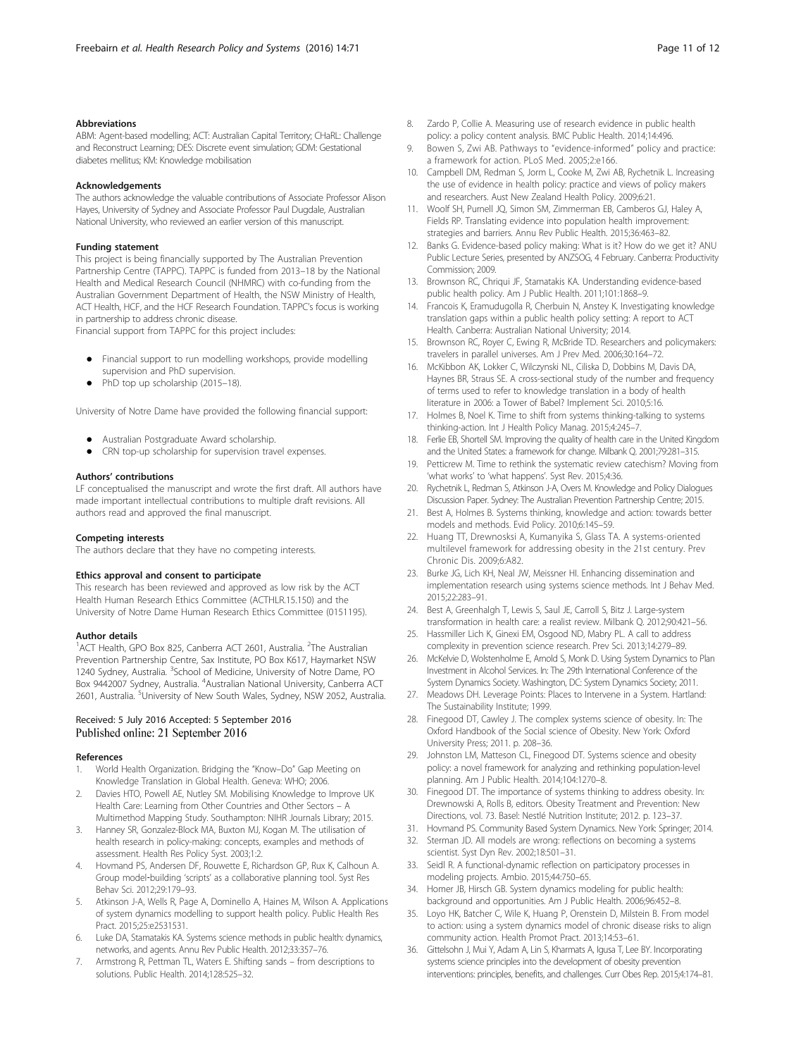### Abbreviations

ABM: Agent-based modelling; ACT: Australian Capital Territory; CHaRL: Challenge and Reconstruct Learning; DES: Discrete event simulation; GDM: Gestational diabetes mellitus; KM: Knowledge mobilisation

### Acknowledgements

The authors acknowledge the valuable contributions of Associate Professor Alison Hayes, University of Sydney and Associate Professor Paul Dugdale, Australian National University, who reviewed an earlier version of this manuscript.

### Funding statement

This project is being financially supported by The Australian Prevention Partnership Centre (TAPPC). TAPPC is funded from 2013–18 by the National Health and Medical Research Council (NHMRC) with co-funding from the Australian Government Department of Health, the NSW Ministry of Health, ACT Health, HCF, and the HCF Research Foundation. TAPPC's focus is working in partnership to address chronic disease.

Financial support from TAPPC for this project includes:

- Financial support to run modelling workshops, provide modelling supervision and PhD supervision.
- PhD top up scholarship (2015–18).

University of Notre Dame have provided the following financial support:

- Australian Postgraduate Award scholarship.
- CRN top-up scholarship for supervision travel expenses.

### Authors' contributions

LF conceptualised the manuscript and wrote the first draft. All authors have made important intellectual contributions to multiple draft revisions. All authors read and approved the final manuscript.

### Competing interests

The authors declare that they have no competing interests.

### Ethics approval and consent to participate

This research has been reviewed and approved as low risk by the ACT Health Human Research Ethics Committee (ACTHLR.15.150) and the University of Notre Dame Human Research Ethics Committee (0151195).

### Author details

[1]ACT Health, GPO Box 825, Canberra ACT 2601, Australia. [2]The Australian Prevention Partnership Centre, Sax Institute, PO Box K617, Haymarket NSW 1240 Sydney, Australia. [3]School of Medicine, University of Notre Dame, PO Box 9442007 Sydney, Australia. [4]Australian National University, Canberra ACT 2601, Australia. [5]University of New South Wales, Sydney, NSW 2052, Australia.

Received: 5 July 2016 Accepted: 5 September 2016
Published online: 21 September 2016

### References

1. World Health Organization. Bridging the "Know–Do" Gap Meeting on Knowledge Translation in Global Health. Geneva: WHO; 2006.
2. Davies HTO, Powell AE, Nutley SM. Mobilising Knowledge to Improve UK Health Care: Learning from Other Countries and Other Sectors – A Multimethod Mapping Study. Southampton: NIHR Journals Library; 2015.
3. Hanney SR, Gonzalez-Block MA, Buxton MJ, Kogan M. The utilisation of health research in policy-making: concepts, examples and methods of assessment. Health Res Policy Syst. 2003;1:2.
4. Hovmand PS, Andersen DF, Rouwette E, Richardson GP, Rux K, Calhoun A. Group model-building 'scripts' as a collaborative planning tool. Syst Res Behav Sci. 2012;29:179–93.
5. Atkinson J-A, Wells R, Page A, Dominello A, Haines M, Wilson A. Applications of system dynamics modelling to support health policy. Public Health Res Pract. 2015;25:e2531531.
6. Luke DA, Stamatakis KA. Systems science methods in public health: dynamics, networks, and agents. Annu Rev Public Health. 2012;33:357–76.
7. Armstrong R, Pettman TL, Waters E. Shifting sands – from descriptions to solutions. Public Health. 2014;128:525–32.
8. Zardo P, Collie A. Measuring use of research evidence in public health policy: a policy content analysis. BMC Public Health. 2014;14:496.
9. Bowen S, Zwi AB. Pathways to "evidence-informed" policy and practice: a framework for action. PLoS Med. 2005;2:e166.
10. Campbell DM, Redman S, Jorm L, Cooke M, Zwi AB, Rychetnik L. Increasing the use of evidence in health policy: practice and views of policy makers and researchers. Aust New Zealand Health Policy. 2009;6:21.
11. Woolf SH, Purnell JQ, Simon SM, Zimmerman EB, Camberos GJ, Haley A, Fields RP. Translating evidence into population health improvement: strategies and barriers. Annu Rev Public Health. 2015;36:463–82.
12. Banks G. Evidence-based policy making: What is it? How do we get it? ANU Public Lecture Series, presented by ANZSOG, 4 February. Canberra: Productivity Commission; 2009.
13. Brownson RC, Chriqui JF, Stamatakis KA. Understanding evidence-based public health policy. Am J Public Health. 2011;101:1868–9.
14. Francois K, Eramudugolla R, Cherbuin N, Anstey K. Investigating knowledge translation gaps within a public health policy setting: A report to ACT Health. Canberra: Australian National University; 2014.
15. Brownson RC, Royer C, Ewing R, McBride TD. Researchers and policymakers: travelers in parallel universes. Am J Prev Med. 2006;30:164–72.
16. McKibbon AK, Lokker C, Wilczynski NL, Ciliska D, Dobbins M, Davis DA, Haynes BR, Straus SE. A cross-sectional study of the number and frequency of terms used to refer to knowledge translation in a body of health literature in 2006: a Tower of Babel? Implement Sci. 2010;5:16.
17. Holmes B, Noel K. Time to shift from systems thinking-talking to systems thinking-action. Int J Health Policy Manag. 2015;4:245–7.
18. Ferlie EB, Shortell SM. Improving the quality of health care in the United Kingdom and the United States: a framework for change. Milbank Q. 2001;79:281–315.
19. Petticrew M. Time to rethink the systematic review catechism? Moving from 'what works' to 'what happens'. Syst Rev. 2015;4:36.
20. Rychetnik L, Redman S, Atkinson J-A, Overs M. Knowledge and Policy Dialogues Discussion Paper. Sydney: The Australian Prevention Partnership Centre; 2015.
21. Best A, Holmes B. Systems thinking, knowledge and action: towards better models and methods. Evid Policy. 2010;6:145–59.
22. Huang TT, Drewnosksi A, Kumanyika S, Glass TA. A systems-oriented multilevel framework for addressing obesity in the 21st century. Prev Chronic Dis. 2009;6:A82.
23. Burke JG, Lich KH, Neal JW, Meissner HI. Enhancing dissemination and implementation research using systems science methods. Int J Behav Med. 2015;22:283–91.
24. Best A, Greenhalgh T, Lewis S, Saul JE, Carroll S, Bitz J. Large-system transformation in health care: a realist review. Milbank Q. 2012;90:421–56.
25. Hassmiller Lich K, Ginexi EM, Osgood ND, Mabry PL. A call to address complexity in prevention science research. Prev Sci. 2013;14:279–89.
26. McKelvie D, Wolstenholme E, Arnold S, Monk D. Using System Dynamics to Plan Investment in Alcohol Services. In: The 29th International Conference of the System Dynamics Society. Washington, DC: System Dynamics Society; 2011.
27. Meadows DH. Leverage Points: Places to Intervene in a System. Hartland: The Sustainability Institute; 1999.
28. Finegood DT, Cawley J. The complex systems science of obesity. In: The Oxford Handbook of the Social science of Obesity. New York: Oxford University Press; 2011. p. 208–36.
29. Johnston LM, Matteson CL, Finegood DT. Systems science and obesity policy: a novel framework for analyzing and rethinking population-level planning. Am J Public Health. 2014;104:1270–8.
30. Finegood DT. The importance of systems thinking to address obesity. In: Drewnowski A, Rolls B, editors. Obesity Treatment and Prevention: New Directions, vol. 73. Basel: Nestlé Nutrition Institute; 2012. p. 123–37.
31. Hovmand PS. Community Based System Dynamics. New York: Springer; 2014.
32. Sterman JD. All models are wrong: reflections on becoming a systems scientist. Syst Dyn Rev. 2002;18:501–31.
33. Seidl R. A functional-dynamic reflection on participatory processes in modeling projects. Ambio. 2015;44:750–65.
34. Homer JB, Hirsch GB. System dynamics modeling for public health: background and opportunities. Am J Public Health. 2006;96:452–8.
35. Loyo HK, Batcher C, Wile K, Huang P, Orenstein D, Milstein B. From model to action: using a system dynamics model of chronic disease risks to align community action. Health Promot Pract. 2013;14:53–61.
36. Gittelsohn J, Mui Y, Adam A, Lin S, Kharmats A, Igusa T, Lee BY. Incorporating systems science principles into the development of obesity prevention interventions: principles, benefits, and challenges. Curr Obes Rep. 2015;4:174–81.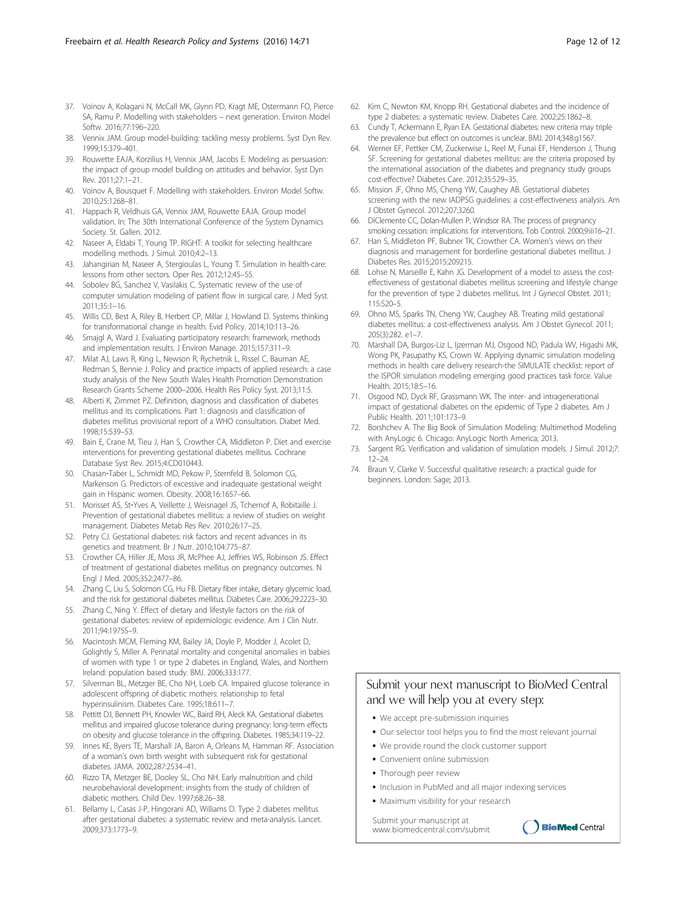37. Voinov A, Kolagani N, McCall MK, Glynn PD, Kragt ME, Ostermann FO, Pierce SA, Ramu P. Modelling with stakeholders – next generation. Environ Model Softw. 2016;77:196–220.
38. Vennix JAM. Group model-building: tackling messy problems. Syst Dyn Rev. 1999;15:379–401.
39. Rouwette EAJA, Korzilius H, Vennix JAM, Jacobs E. Modeling as persuasion: the impact of group model building on attitudes and behavior. Syst Dyn Rev. 2011;27:1–21.
40. Voinov A, Bousquet F. Modelling with stakeholders. Environ Model Softw. 2010;25:1268–81.
41. Happach R, Veldhuis GA, Vennix JAM, Rouwette EAJA. Group model validation. In: The 30th International Conference of the System Dynamics Society. St. Gallen. 2012.
42. Naseer A, Eldabi T, Young TP. RIGHT: A toolkit for selecting healthcare modelling methods. J Simul. 2010;4:2–13.
43. Jahangirian M, Naseer A, Stergioulas L, Young T. Simulation in health-care: lessons from other sectors. Oper Res. 2012;12:45–55.
44. Sobolev BG, Sanchez V, Vasilakis C. Systematic review of the use of computer simulation modeling of patient flow in surgical care. J Med Syst. 2011;35:1–16.
45. Willis CD, Best A, Riley B, Herbert CP, Millar J, Howland D. Systems thinking for transformational change in health. Evid Policy. 2014;10:113–26.
46. Smajgl A, Ward J. Evaluating participatory research: framework, methods and implementation results. J Environ Manage. 2015;157:311–9.
47. Milat AJ, Laws R, King L, Newson R, Rychetnik L, Rissel C, Bauman AE, Redman S, Bennie J. Policy and practice impacts of applied research: a case study analysis of the New South Wales Health Promotion Demonstration Research Grants Scheme 2000–2006. Health Res Policy Syst. 2013;11:5.
48. Alberti K, Zimmet PZ. Definition, diagnosis and classification of diabetes mellitus and its complications. Part 1: diagnosis and classification of diabetes mellitus provisional report of a WHO consultation. Diabet Med. 1998;15:539–53.
49. Bain E, Crane M, Tieu J, Han S, Crowther CA, Middleton P. Diet and exercise interventions for preventing gestational diabetes mellitus. Cochrane Database Syst Rev. 2015;4:CD010443.
50. Chasan-Taber L, Schmidt MD, Pekow P, Sternfeld B, Solomon CG, Markenson G. Predictors of excessive and inadequate gestational weight gain in Hispanic women. Obesity. 2008;16:1657–66.
51. Morisset AS, St-Yves A, Veillette J, Weisnagel JS, Tchernof A, Robitaille J. Prevention of gestational diabetes mellitus: a review of studies on weight management. Diabetes Metab Res Rev. 2010;26:17–25.
52. Petry CJ. Gestational diabetes: risk factors and recent advances in its genetics and treatment. Br J Nutr. 2010;104:775–87.
53. Crowther CA, Hiller JE, Moss JR, McPhee AJ, Jeffries WS, Robinson JS. Effect of treatment of gestational diabetes mellitus on pregnancy outcomes. N Engl J Med. 2005;352:2477–86.
54. Zhang C, Liu S, Solomon CG, Hu FB. Dietary fiber intake, dietary glycemic load, and the risk for gestational diabetes mellitus. Diabetes Care. 2006;29:2223–30.
55. Zhang C, Ning Y. Effect of dietary and lifestyle factors on the risk of gestational diabetes: review of epidemiologic evidence. Am J Clin Nutr. 2011;94:1975S–9.
56. Macintosh MCM, Fleming KM, Bailey JA, Doyle P, Modder J, Acolet D, Golightly S, Miller A. Perinatal mortality and congenital anomalies in babies of women with type 1 or type 2 diabetes in England, Wales, and Northern Ireland: population based study. BMJ. 2006;333:177.
57. Silverman BL, Metzger BE, Cho NH, Loeb CA. Impaired glucose tolerance in adolescent offspring of diabetic mothers: relationship to fetal hyperinsulinism. Diabetes Care. 1995;18:611–7.
58. Pettitt DJ, Bennett PH, Knowler WC, Baird RH, Aleck KA. Gestational diabetes mellitus and impaired glucose tolerance during pregnancy: long-term effects on obesity and glucose tolerance in the offspring. Diabetes. 1985;34:119–22.
59. Innes KE, Byers TE, Marshall JA, Baron A, Orleans M, Hamman RF. Association of a woman's own birth weight with subsequent risk for gestational diabetes. JAMA. 2002;287:2534–41.
60. Rizzo TA, Metzger BE, Dooley SL, Cho NH. Early malnutrition and child neurobehavioral development: insights from the study of children of diabetic mothers. Child Dev. 1997;68:26–38.
61. Bellamy L, Casas J-P, Hingorani AD, Williams D. Type 2 diabetes mellitus after gestational diabetes: a systematic review and meta-analysis. Lancet. 2009;373:1773–9.
62. Kim C, Newton KM, Knopp RH. Gestational diabetes and the incidence of type 2 diabetes: a systematic review. Diabetes Care. 2002;25:1862–8.
63. Cundy T, Ackermann E, Ryan EA. Gestational diabetes: new criteria may triple the prevalence but effect on outcomes is unclear. BMJ. 2014;348:g1567.
64. Werner EF, Pettker CM, Zuckerwise L, Reel M, Funai EF, Henderson J, Thung SF. Screening for gestational diabetes mellitus: are the criteria proposed by the international association of the diabetes and pregnancy study groups cost-effective? Diabetes Care. 2012;35:529–35.
65. Mission JF, Ohno MS, Cheng YW, Caughey AB. Gestational diabetes screening with the new IADPSG guidelines: a cost-effectiveness analysis. Am J Obstet Gynecol. 2012;207:3260.
66. DiClemente CC, Dolan-Mullen P, Windsor RA. The process of pregnancy smoking cessation: implications for interventions. Tob Control. 2000;9:iii16–21.
67. Han S, Middleton PF, Bubner TK, Crowther CA. Women's views on their diagnosis and management for borderline gestational diabetes mellitus. J Diabetes Res. 2015;2015:209215.
68. Lohse N, Marseille E, Kahn JG. Development of a model to assess the cost-effectiveness of gestational diabetes mellitus screening and lifestyle change for the prevention of type 2 diabetes mellitus. Int J Gynecol Obstet. 2011; 115:S20–5.
69. Ohno MS, Sparks TN, Cheng YW, Caughey AB. Treating mild gestational diabetes mellitus: a cost-effectiveness analysis. Am J Obstet Gynecol. 2011; 205(3):282. e1–7.
70. Marshall DA, Burgos-Liz L, Ijzerman MJ, Osgood ND, Padula WV, Higashi MK, Wong PK, Pasupathy KS, Crown W. Applying dynamic simulation modeling methods in health care delivery research-the SIMULATE checklist: report of the ISPOR simulation modeling emerging good practices task force. Value Health. 2015;18:5–16.
71. Osgood ND, Dyck RF, Grassmann WK. The inter- and intragenerational impact of gestational diabetes on the epidemic of Type 2 diabetes. Am J Public Health. 2011;101:173–9.
72. Borshchev A. The Big Book of Simulation Modeling: Multimethod Modeling with AnyLogic 6. Chicago: AnyLogic North America; 2013.
73. Sargent RG. Verification and validation of simulation models. J Simul. 2012;7: 12–24.
74. Braun V, Clarke V. Successful qualitative research: a practical guide for beginners. London: Sage; 2013.

Submit your next manuscript to BioMed Central and we will help you at every step:

- We accept pre-submission inquiries
- Our selector tool helps you to find the most relevant journal
- We provide round the clock customer support
- Convenient online submission
- Thorough peer review
- Inclusion in PubMed and all major indexing services
- Maximum visibility for your research

Submit your manuscript at www.biomedcentral.com/submit

BioMed Central